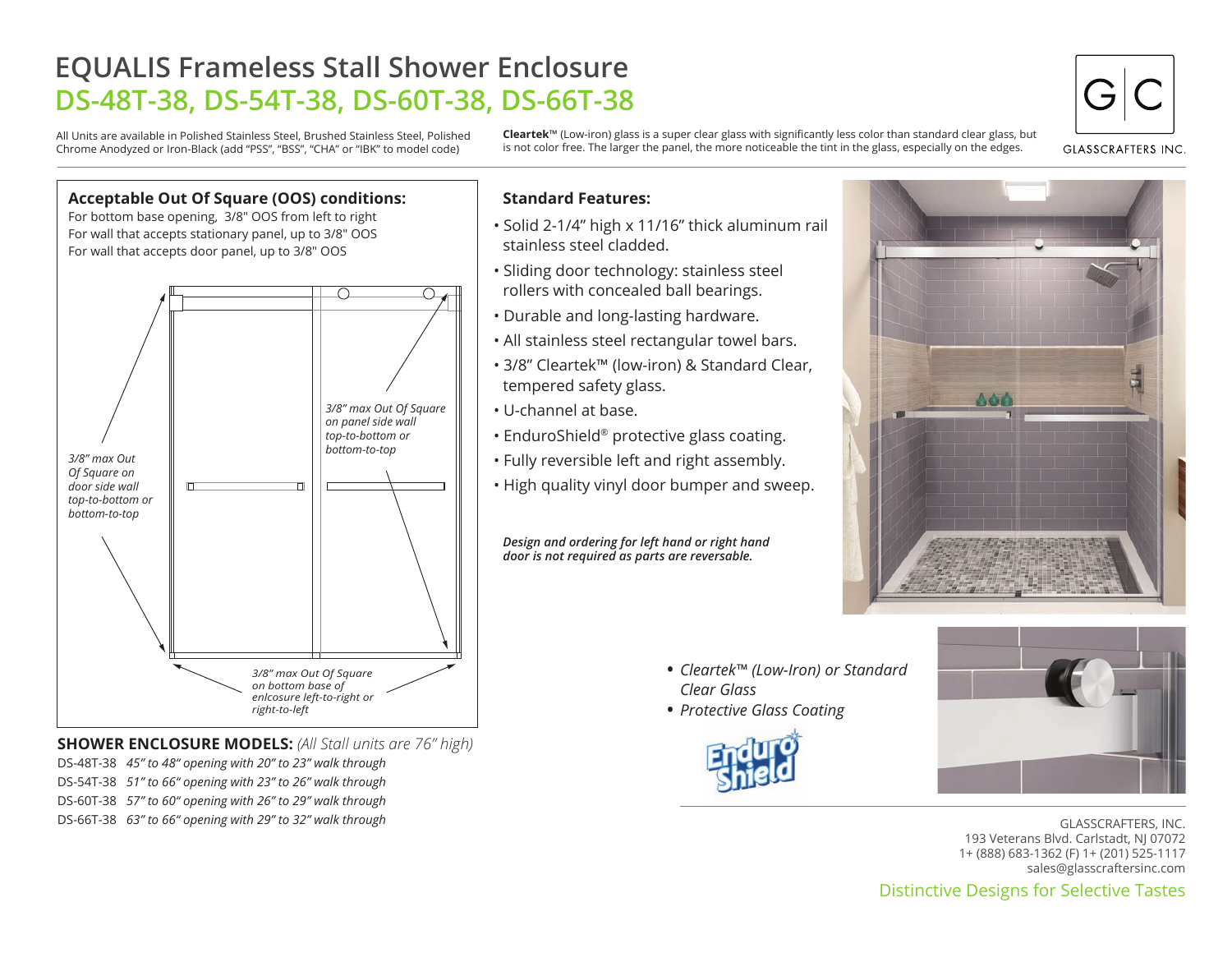# EQUALIS Frameless Stall Shower Enclosure

## DS-48T-38, DS-54T-38, DS-60T-38, DS-66T-38

All Units are available in Polished Stainless Steel, Brushed Stainless Steel, Polished Chrome Anodyzed or Iron-Black (add "PSS", "BSS", "CHA" or "IBK" to model code)

**Cleartek**™ (Low-iron) glass is a super clear glass with significantly less color than standard clear glass, but is not color free. The larger the panel, the more noticeable the tint in the glass, especially on the edges.

GLASSCRAFTERS INC.

### Acceptable Out Of Square (OOS) conditions:

For bottom base opening, 3/8" OOS from left to right
For wall that accepts stationary panel, up to 3/8" OOS
For wall that accepts door panel, up to 3/8" OOS

*3/8" max Out Of Square on door side wall top-to-bottom or bottom-to-top*

*3/8" max Out Of Square on panel side wall top-to-bottom or bottom-to-top*

*3/8" max Out Of Square on bottom base of enlcosure left-to-right or right-to-left*

**SHOWER ENCLOSURE MODELS:** *(All Stall units are 76" high)*

DS-48T-38 *45" to 48" opening with 20" to 23" walk through*
DS-54T-38 *51" to 66" opening with 23" to 26" walk through*
DS-60T-38 *57" to 60" opening with 26" to 29" walk through*
DS-66T-38 *63" to 66" opening with 29" to 32" walk through*

### Standard Features:

- Solid 2-1/4" high x 11/16" thick aluminum rail stainless steel cladded.
- Sliding door technology: stainless steel rollers with concealed ball bearings.
- Durable and long-lasting hardware.
- All stainless steel rectangular towel bars.
- 3/8" Cleartek™ (low-iron) & Standard Clear, tempered safety glass.
- U-channel at base.
- EnduroShield® protective glass coating.
- Fully reversible left and right assembly.
- High quality vinyl door bumper and sweep.

***Design and ordering for left hand or right hand door is not required as parts are reversable.***

- *Cleartek™ (Low-Iron) or Standard Clear Glass*
- *Protective Glass Coating*

GLASSCRAFTERS, INC.
193 Veterans Blvd. Carlstadt, NJ 07072
1+ (888) 683-1362 (F) 1+ (201) 525-1117
sales@glasscraftersinc.com

Distinctive Designs for Selective Tastes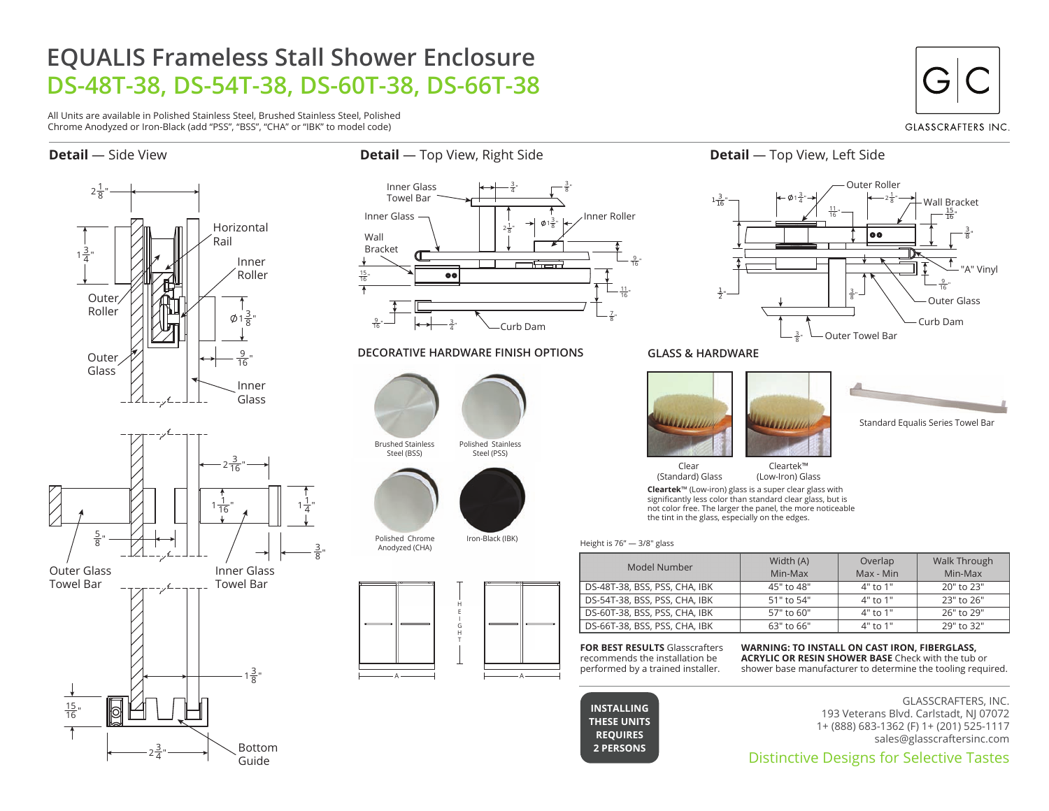# EQUALIS Frameless Stall Shower Enclosure

## DS-48T-38, DS-54T-38, DS-60T-38, DS-66T-38

All Units are available in Polished Stainless Steel, Brushed Stainless Steel, Polished Chrome Anodyzed or Iron-Black (add "PSS", "BSS", "CHA" or "IBK" to model code)

GLASSCRAFTERS INC.

**Detail** — Side View

2 1/8"
1 3/4"
Horizontal Rail
Inner Roller
Outer Roller
Ø1 3/8"
Outer Glass
9/16"
Inner Glass
2 3/16"
1 1/16"
1 1/4"
5/8"
3/8"
Outer Glass Towel Bar
Inner Glass Towel Bar
1 3/8"
15/16"
2 3/4"
Bottom Guide

**Detail** — Top View, Right Side

Inner Glass Towel Bar
3/4"
3/8"
Inner Glass
Inner Roller
2 1/8"
Ø1 3/8"
Wall Bracket
9/16"
15/16"
11/16"
9/16"
3/4"
7/8"
Curb Dam

**Detail** — Top View, Left Side

Outer Roller
1 3/16"
Ø1 3/4"
2 1/8"
Wall Bracket
11/16"
15/16"
3/8"
"A" Vinyl
9/16"
1/2"
3/8"
Outer Glass
Curb Dam
3/8"
Outer Towel Bar

### DECORATIVE HARDWARE FINISH OPTIONS

Brushed Stainless Steel (BSS)

Polished Stainless Steel (PSS)

Polished Chrome Anodyzed (CHA)

Iron-Black (IBK)

HEIGHT

A

A

### GLASS & HARDWARE

Clear (Standard) Glass

Cleartek™ (Low-Iron) Glass

Standard Equalis Series Towel Bar

**Cleartek™** (Low-iron) glass is a super clear glass with significantly less color than standard clear glass, but is not color free. The larger the panel, the more noticeable the tint in the glass, especially on the edges.

Height is 76" — 3/8" glass

| Model Number | Width (A) Min-Max | Overlap Max - Min | Walk Through Min-Max |
|---|---|---|---|
| DS-48T-38, BSS, PSS, CHA, IBK | 45" to 48" | 4" to 1" | 20" to 23" |
| DS-54T-38, BSS, PSS, CHA, IBK | 51" to 54" | 4" to 1" | 23" to 26" |
| DS-60T-38, BSS, PSS, CHA, IBK | 57" to 60" | 4" to 1" | 26" to 29" |
| DS-66T-38, BSS, PSS, CHA, IBK | 63" to 66" | 4" to 1" | 29" to 32" |

**FOR BEST RESULTS** Glasscrafters recommends the installation be performed by a trained installer.

**WARNING: TO INSTALL ON CAST IRON, FIBERGLASS, ACRYLIC OR RESIN SHOWER BASE** Check with the tub or shower base manufacturer to determine the tooling required.

**INSTALLING THESE UNITS REQUIRES 2 PERSONS**

GLASSCRAFTERS, INC.
193 Veterans Blvd. Carlstadt, NJ 07072
1+ (888) 683-1362 (F) 1+ (201) 525-1117
sales@glasscraftersinc.com

Distinctive Designs for Selective Tastes